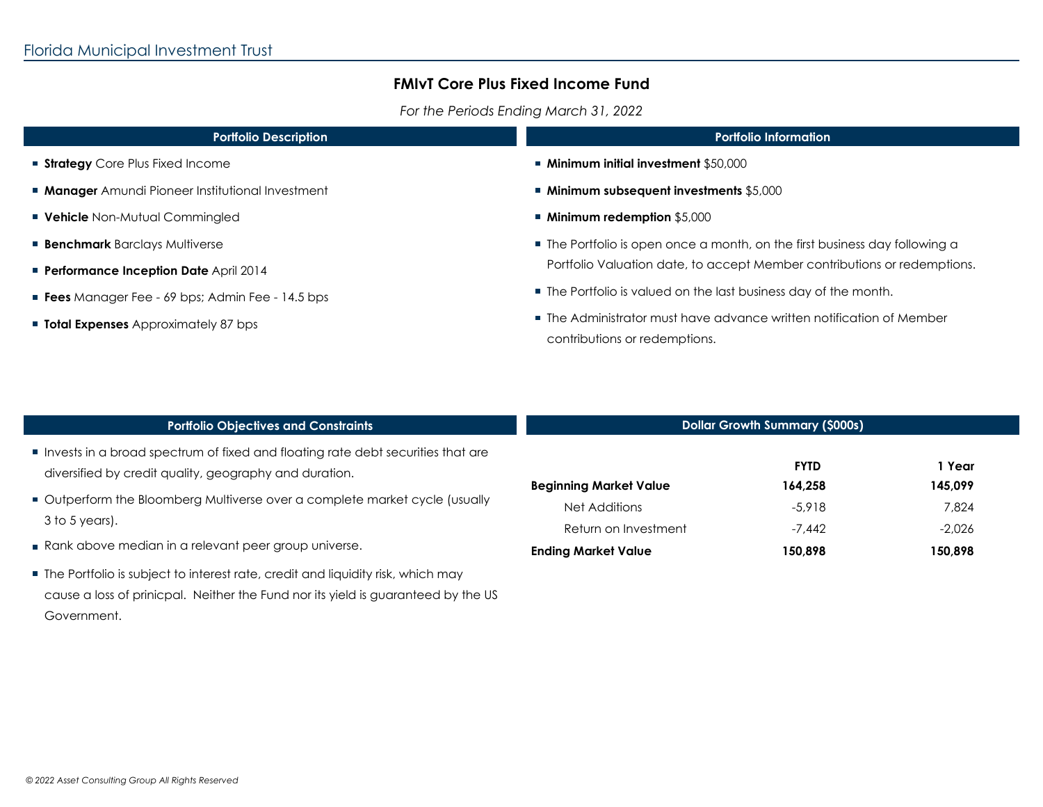# FMIvT Core Plus Fixed Income Fund

*For the Periods Ending March 31, 2022*

## Portfolio Description

- **Strategy** Core Plus Fixed Income
- **Manager** Amundi Pioneer Institutional Investment
- **Vehicle** Non-Mutual Commingled
- **Benchmark** Barclays Multiverse
- **Performance Inception Date** April 2014
- **Fees** Manager Fee - 69 bps; Admin Fee - 14.5 bps
- **Total Expenses** Approximately 87 bps

## Portfolio Information

- **Minimum initial investment** $50,000
- **Minimum subsequent investments** $5,000
- **Minimum redemption** $5,000
- The Portfolio is open once a month, on the first business day following a Portfolio Valuation date, to accept Member contributions or redemptions.
- The Portfolio is valued on the last business day of the month.
- The Administrator must have advance written notification of Member contributions or redemptions.

## Portfolio Objectives and Constraints

- Invests in a broad spectrum of fixed and floating rate debt securities that are diversified by credit quality, geography and duration.
- Outperform the Bloomberg Multiverse over a complete market cycle (usually 3 to 5 years).
- Rank above median in a relevant peer group universe.
- The Portfolio is subject to interest rate, credit and liquidity risk, which may cause a loss of prinicpal. Neither the Fund nor its yield is guaranteed by the US Government.

## Dollar Growth Summary ($000s)

| | **FYTD** | **1 Year** |
|---|---|---|
| **Beginning Market Value** | **164,258** | **145,099** |
| Net Additions | -5,918 | 7,824 |
| Return on Investment | -7,442 | -2,026 |
| **Ending Market Value** | **150,898** | **150,898** |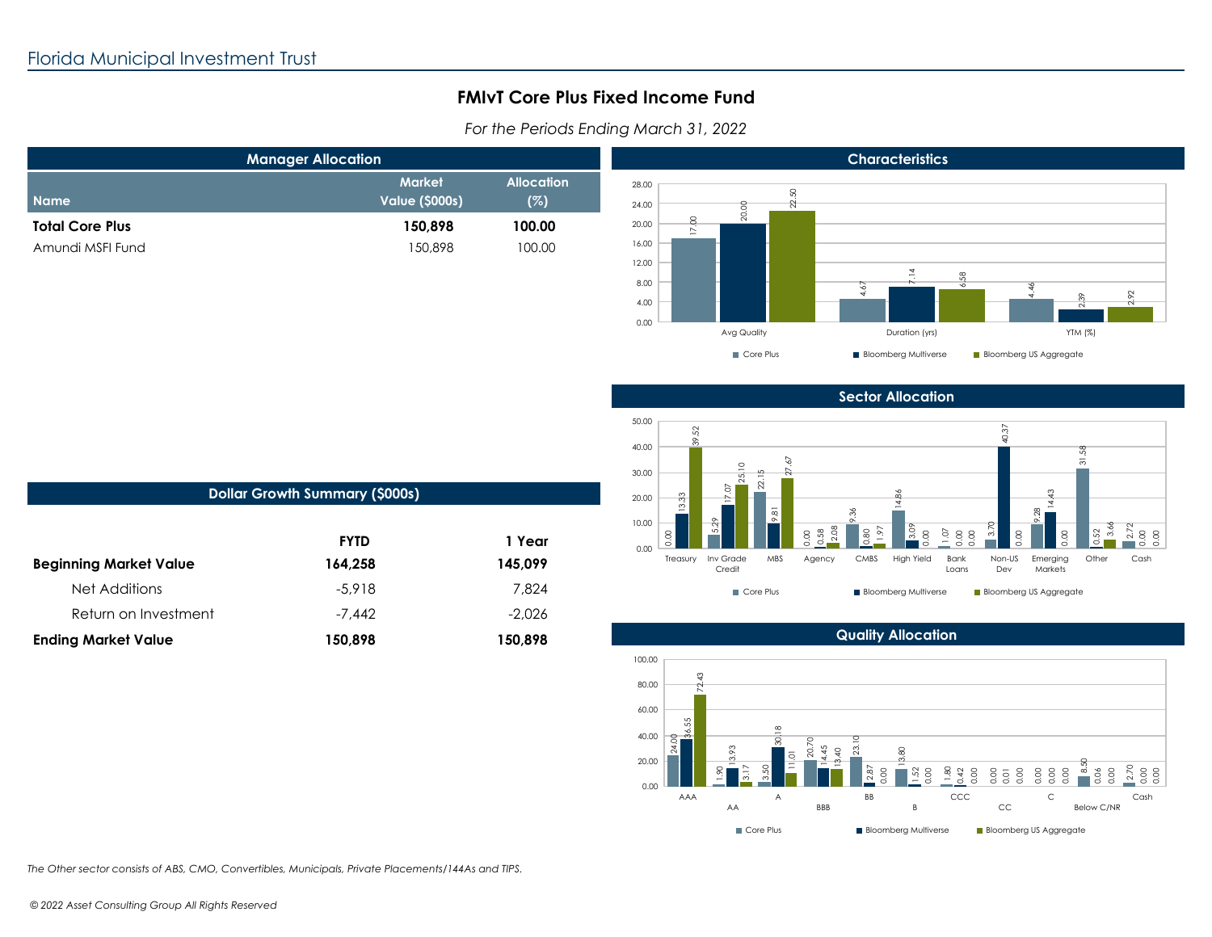Florida Municipal Investment Trust

# FMIvT Core Plus Fixed Income Fund

*For the Periods Ending March 31, 2022*

## Manager Allocation

| Name | Market Value ($000s) | Allocation (%) |
|---|---|---|
| **Total Core Plus** | **150,898** | **100.00** |
| Amundi MSFI Fund | 150,898 | 100.00 |

## Characteristics

| | Core Plus | Bloomberg Multiverse | Bloomberg US Aggregate |
|---|---|---|---|
| Avg Quality | 17.00 | 20.00 | 22.50 |
| Duration (yrs) | 4.67 | 7.14 | 6.58 |
| YTM (%) | 4.46 | 2.39 | 2.92 |

## Dollar Growth Summary ($000s)

| | FYTD | 1 Year |
|---|---|---|
| **Beginning Market Value** | **164,258** | **145,099** |
| Net Additions | -5,918 | 7,824 |
| Return on Investment | -7,442 | -2,026 |
| **Ending Market Value** | **150,898** | **150,898** |

## Sector Allocation

| | Core Plus | Bloomberg Multiverse | Bloomberg US Aggregate |
|---|---|---|---|
| Treasury | 0.00 | 13.33 | 39.52 |
| Inv Grade Credit | 5.29 | 17.07 | 25.10 |
| MBS | 22.15 | 9.81 | 27.67 |
| Agency | 0.00 | 0.58 | 2.08 |
| CMBS | 9.36 | 0.80 | 1.97 |
| High Yield | 14.86 | 3.09 | 0.00 |
| Bank Loans | 1.07 | 0.00 | 0.00 |
| Non-US Dev | 3.70 | 40.37 | 0.00 |
| Emerging Markets | 9.28 | 14.43 | 0.00 |
| Other | 31.58 | 0.52 | 3.66 |
| Cash | 2.72 | 0.00 | 0.00 |

## Quality Allocation

| | Core Plus | Bloomberg Multiverse | Bloomberg US Aggregate |
|---|---|---|---|
| AAA | 24.00 | 36.55 | 72.43 |
| AA | 1.90 | 13.93 | 3.17 |
| A | 3.50 | 30.18 | 11.01 |
| BBB | 20.70 | 14.45 | 13.40 |
| BB | 23.10 | 2.87 | 0.00 |
| B | 13.80 | 1.52 | 0.00 |
| CCC | 1.80 | 0.42 | 0.00 |
| CC | 0.00 | 0.01 | 0.00 |
| C | 0.00 | 0.00 | 0.00 |
| Below C/NR | 8.50 | 0.06 | 0.00 |
| Cash | 2.70 | 0.00 | 0.00 |

*The Other sector consists of ABS, CMO, Convertibles, Municipals, Private Placements/144As and TIPS.*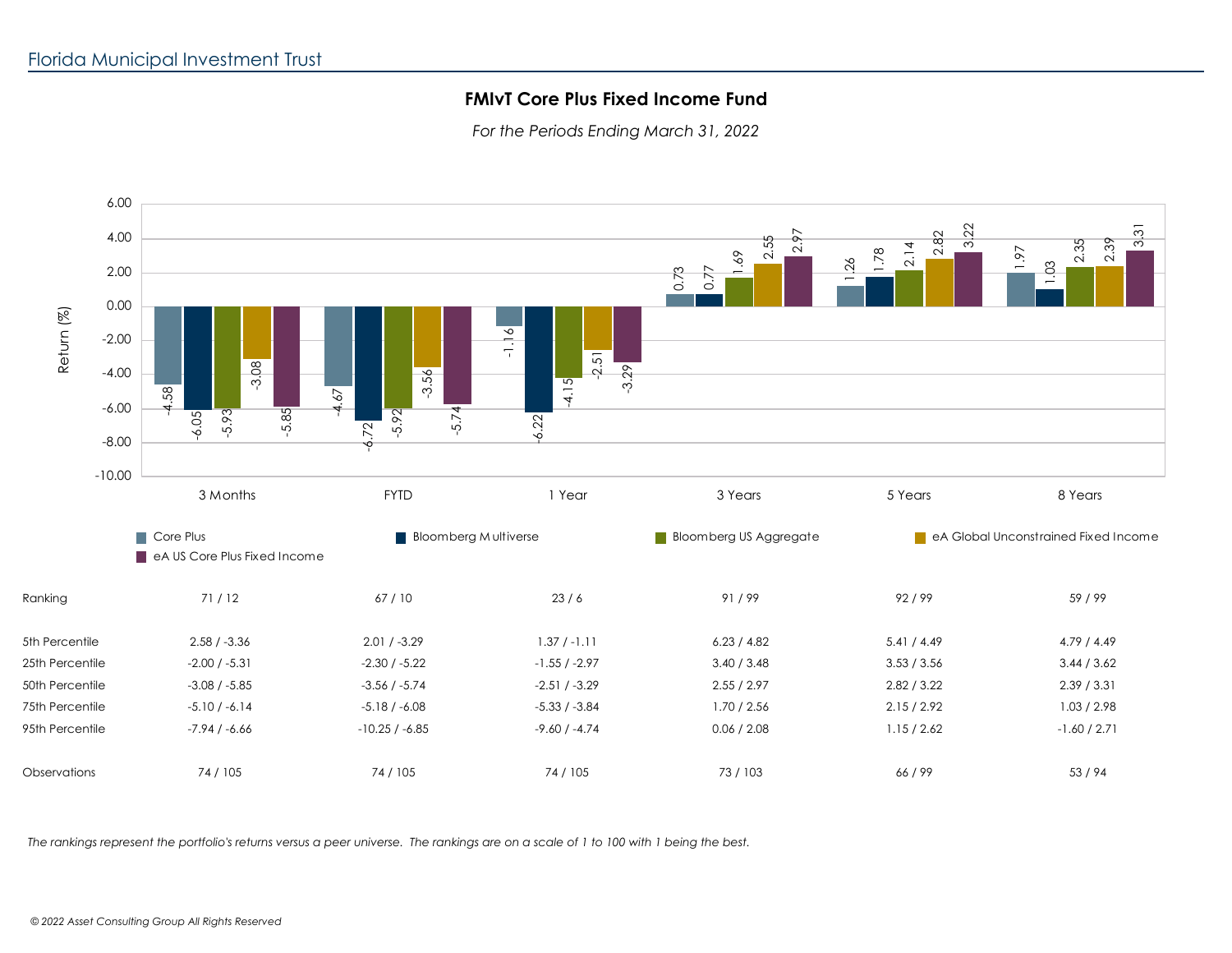Florida Municipal Investment Trust

## FMIvT Core Plus Fixed Income Fund

*For the Periods Ending March 31, 2022*

| Return (%) | 3 Months | FYTD | 1 Year | 3 Years | 5 Years | 8 Years |
|---|---|---|---|---|---|---|
| Core Plus | -4.58 | -4.67 | -1.16 | 0.73 | 1.26 | 1.97 |
| Bloomberg Multiverse | -6.05 | -6.72 | -6.22 | 0.77 | 1.78 | 1.03 |
| Bloomberg US Aggregate | -5.93 | -5.92 | -4.15 | 1.69 | 2.14 | 2.35 |
| eA Global Unconstrained Fixed Income | -3.08 | -3.56 | -2.51 | 2.55 | 2.82 | 2.39 |
| eA US Core Plus Fixed Income | -5.85 | -5.74 | -3.29 | 2.97 | 3.22 | 3.31 |

| | 3 Months | FYTD | 1 Year | 3 Years | 5 Years | 8 Years |
|---|---|---|---|---|---|---|
| Ranking | 71 / 12 | 67 / 10 | 23 / 6 | 91 / 99 | 92 / 99 | 59 / 99 |
| 5th Percentile | 2.58 / -3.36 | 2.01 / -3.29 | 1.37 / -1.11 | 6.23 / 4.82 | 5.41 / 4.49 | 4.79 / 4.49 |
| 25th Percentile | -2.00 / -5.31 | -2.30 / -5.22 | -1.55 / -2.97 | 3.40 / 3.48 | 3.53 / 3.56 | 3.44 / 3.62 |
| 50th Percentile | -3.08 / -5.85 | -3.56 / -5.74 | -2.51 / -3.29 | 2.55 / 2.97 | 2.82 / 3.22 | 2.39 / 3.31 |
| 75th Percentile | -5.10 / -6.14 | -5.18 / -6.08 | -5.33 / -3.84 | 1.70 / 2.56 | 2.15 / 2.92 | 1.03 / 2.98 |
| 95th Percentile | -7.94 / -6.66 | -10.25 / -6.85 | -9.60 / -4.74 | 0.06 / 2.08 | 1.15 / 2.62 | -1.60 / 2.71 |
| Observations | 74 / 105 | 74 / 105 | 74 / 105 | 73 / 103 | 66 / 99 | 53 / 94 |

*The rankings represent the portfolio's returns versus a peer universe. The rankings are on a scale of 1 to 100 with 1 being the best.*

*© 2022 Asset Consulting Group All Rights Reserved*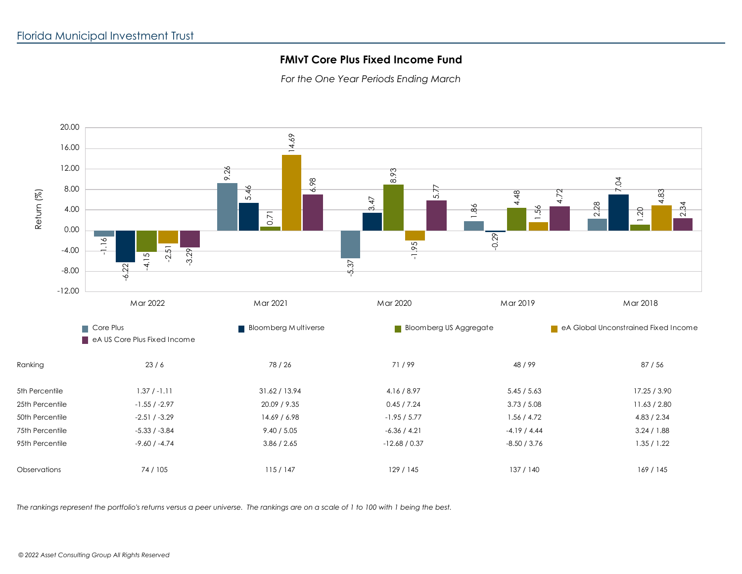Florida Municipal Investment Trust

## FMIvT Core Plus Fixed Income Fund

*For the One Year Periods Ending March*

Return (%)

20.00
16.00
12.00
8.00
4.00
0.00
-4.00
-8.00
-12.00

Mar 2022: -1.16, -6.22, -4.15, -2.51, -3.29

Mar 2021: 9.26, 5.46, 0.71, 14.69, 6.98

Mar 2020: -5.37, 3.47, 8.93, -1.95, 5.77

Mar 2019: 1.86, -0.29, 4.48, 1.56, 4.72

Mar 2018: 2.28, 7.04, 1.20, 4.83, 2.34

Core Plus
Bloomberg Multiverse
Bloomberg US Aggregate
eA Global Unconstrained Fixed Income
eA US Core Plus Fixed Income

| | Mar 2022 | Mar 2021 | Mar 2020 | Mar 2019 | Mar 2018 |
|---|---|---|---|---|---|
| Ranking | 23 / 6 | 78 / 26 | 71 / 99 | 48 / 99 | 87 / 56 |
| 5th Percentile | 1.37 / -1.11 | 31.62 / 13.94 | 4.16 / 8.97 | 5.45 / 5.63 | 17.25 / 3.90 |
| 25th Percentile | -1.55 / -2.97 | 20.09 / 9.35 | 0.45 / 7.24 | 3.73 / 5.08 | 11.63 / 2.80 |
| 50th Percentile | -2.51 / -3.29 | 14.69 / 6.98 | -1.95 / 5.77 | 1.56 / 4.72 | 4.83 / 2.34 |
| 75th Percentile | -5.33 / -3.84 | 9.40 / 5.05 | -6.36 / 4.21 | -4.19 / 4.44 | 3.24 / 1.88 |
| 95th Percentile | -9.60 / -4.74 | 3.86 / 2.65 | -12.68 / 0.37 | -8.50 / 3.76 | 1.35 / 1.22 |
| Observations | 74 / 105 | 115 / 147 | 129 / 145 | 137 / 140 | 169 / 145 |

*The rankings represent the portfolio's returns versus a peer universe. The rankings are on a scale of 1 to 100 with 1 being the best.*

*© 2022 Asset Consulting Group All Rights Reserved*